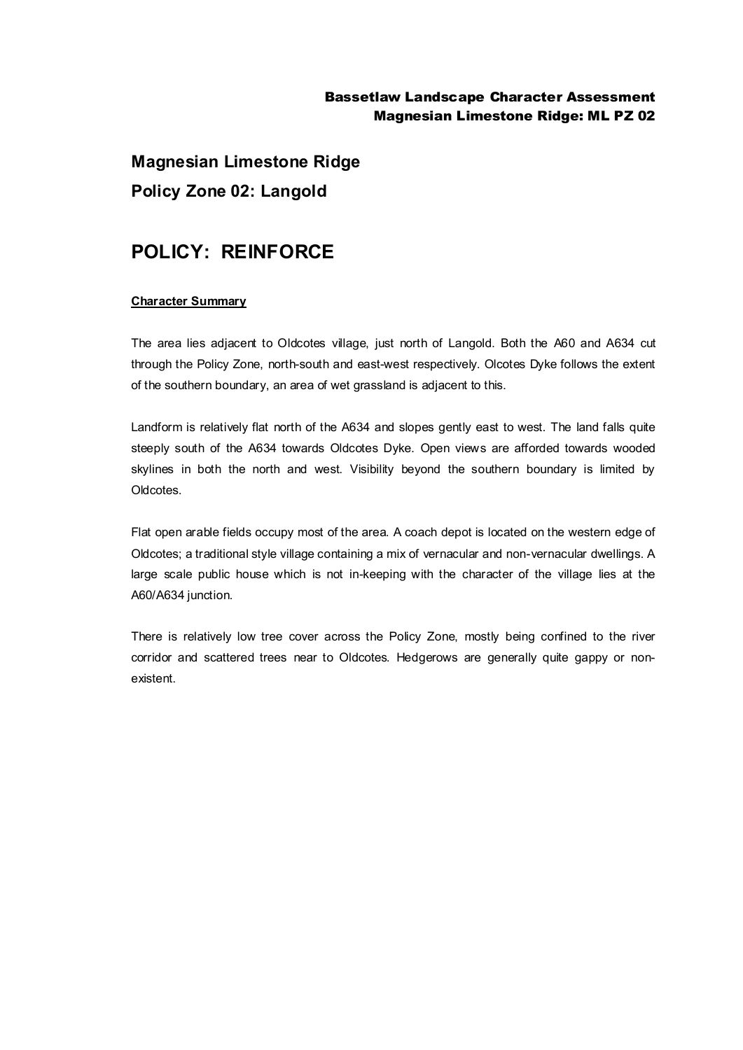# Magnesian Limestone Ridge

## Policy Zone 02: Langold

# POLICY: REINFORCE

**Character Summary**

The area lies adjacent to Oldcotes village, just north of Langold. Both the A60 and A634 cut through the Policy Zone, north-south and east-west respectively. Olcotes Dyke follows the extent of the southern boundary, an area of wet grassland is adjacent to this.

Landform is relatively flat north of the A634 and slopes gently east to west. The land falls quite steeply south of the A634 towards Oldcotes Dyke. Open views are afforded towards wooded skylines in both the north and west. Visibility beyond the southern boundary is limited by Oldcotes.

Flat open arable fields occupy most of the area. A coach depot is located on the western edge of Oldcotes; a traditional style village containing a mix of vernacular and non-vernacular dwellings. A large scale public house which is not in-keeping with the character of the village lies at the A60/A634 junction.

There is relatively low tree cover across the Policy Zone, mostly being confined to the river corridor and scattered trees near to Oldcotes. Hedgerows are generally quite gappy or non-existent.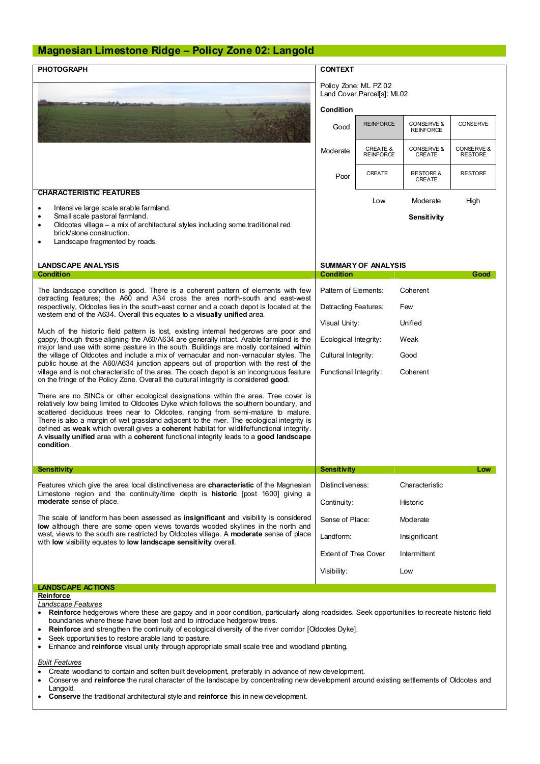# Magnesian Limestone Ridge – Policy Zone 02: Langold

## PHOTOGRAPH

## CONTEXT

Policy Zone: ML PZ 02
Land Cover Parcel[s]: ML02

**Condition**

| | | | |
|---|---|---|---|
| Good | REINFORCE | CONSERVE & REINFORCE | CONSERVE |
| Moderate | CREATE & REINFORCE | CONSERVE & CREATE | CONSERVE & RESTORE |
| Poor | CREATE | RESTORE & CREATE | RESTORE |
| | Low | Moderate | High |
| | | **Sensitivity** | |

## CHARACTERISTIC FEATURES

- Intensive large scale arable farmland.
- Small scale pastoral farmland.
- Oldcotes village – a mix of architectural styles including some traditional red brick/stone construction.
- Landscape fragmented by roads.

## LANDSCAPE ANALYSIS

### Condition

The landscape condition is good. There is a coherent pattern of elements with few detracting features; the A60 and A34 cross the area north-south and east-west respectively, Oldcotes lies in the south-east corner and a coach depot is located at the western end of the A634. Overall this equates to a **visually unified** area.

Much of the historic field pattern is lost, existing internal hedgerows are poor and gappy, though those aligning the A60/A634 are generally intact. Arable farmland is the major land use with some pasture in the south. Buildings are mostly contained within the village of Oldcotes and include a mix of vernacular and non-vernacular styles. The public house at the A60/A634 junction appears out of proportion with the rest of the village and is not characteristic of the area. The coach depot is an incongruous feature on the fringe of the Policy Zone. Overall the cultural integrity is considered **good**.

There are no SINCs or other ecological designations within the area. Tree cover is relatively low being limited to Oldcotes Dyke which follows the southern boundary, and scattered deciduous trees near to Oldcotes, ranging from semi-mature to mature. There is also a margin of wet grassland adjacent to the river. The ecological integrity is defined as **weak** which overall gives a **coherent** habitat for wildlife/functional integrity. A **visually unified** area with a **coherent** functional integrity leads to a **good landscape condition**.

## SUMMARY OF ANALYSIS

| Condition | Good |
|---|---|
| Pattern of Elements: | Coherent |
| Detracting Features: | Few |
| Visual Unity: | Unified |
| Ecological Integrity: | Weak |
| Cultural Integrity: | Good |
| Functional Integrity: | Coherent |

### Sensitivity

Features which give the area local distinctiveness are **characteristic** of the Magnesian Limestone region and the continuity/time depth is **historic** [post 1600] giving a **moderate** sense of place.

The scale of landform has been assessed as **insignificant** and visibility is considered **low** although there are some open views towards wooded skylines in the north and west, views to the south are restricted by Oldcotes village. A **moderate** sense of place with **low** visibility equates to **low landscape sensitivity** overall.

| Sensitivity | Low |
|---|---|
| Distinctiveness: | Characteristic |
| Continuity: | Historic |
| Sense of Place: | Moderate |
| Landform: | Insignificant |
| Extent of Tree Cover | Intermittent |
| Visibility: | Low |

## LANDSCAPE ACTIONS

**Reinforce**

*Landscape Features*

- **Reinforce** hedgerows where these are gappy and in poor condition, particularly along roadsides. Seek opportunities to recreate historic field boundaries where these have been lost and to introduce hedgerow trees.
- **Reinforce** and strengthen the continuity of ecological diversity of the river corridor [Oldcotes Dyke].
- Seek opportunities to restore arable land to pasture.
- Enhance and **reinforce** visual unity through appropriate small scale tree and woodland planting.

*Built Features*

- Create woodland to contain and soften built development, preferably in advance of new development.
- Conserve and **reinforce** the rural character of the landscape by concentrating new development around existing settlements of Oldcotes and Langold.
- **Conserve** the traditional architectural style and **reinforce** this in new development.